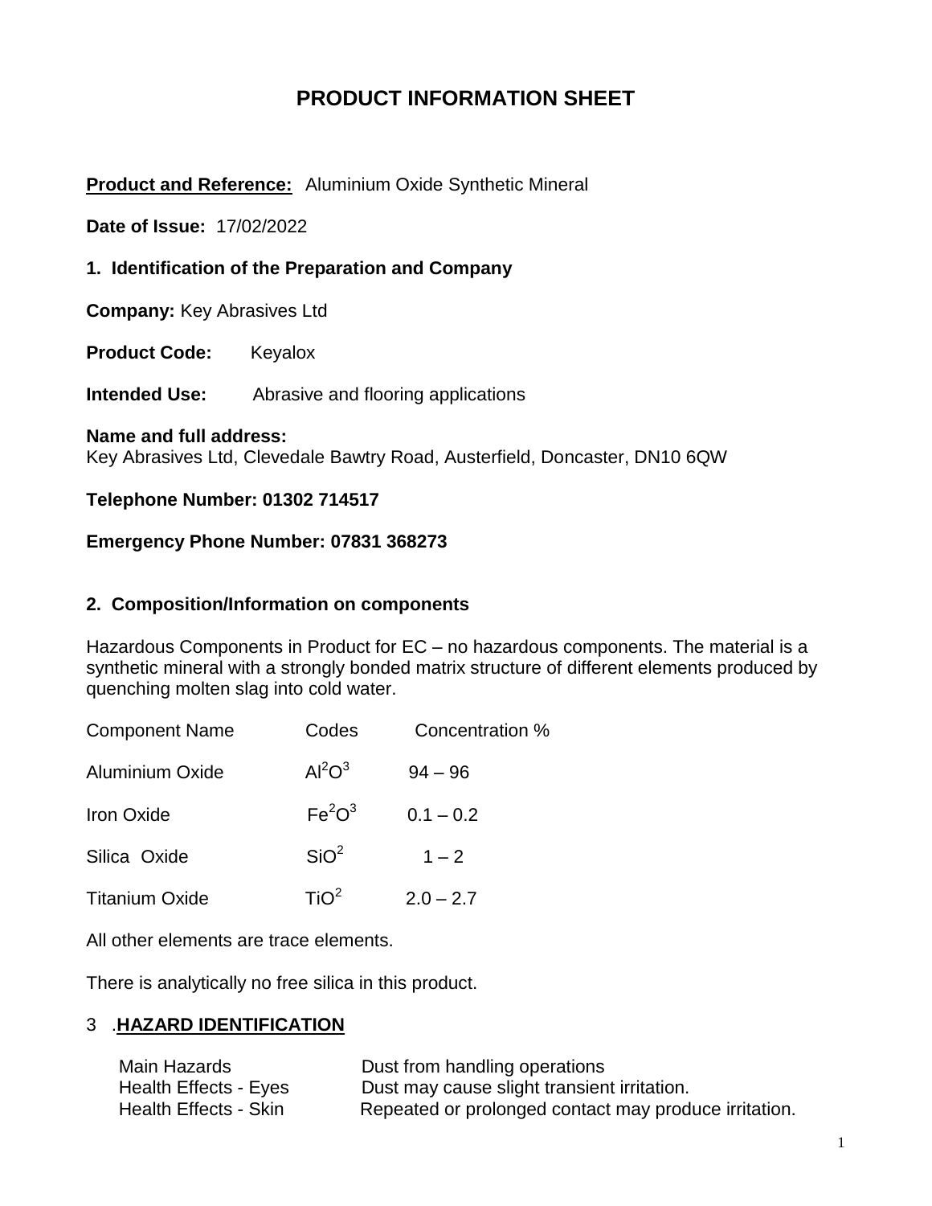# PRODUCT INFORMATION SHEET

**Product and Reference:** Aluminium Oxide Synthetic Mineral

**Date of Issue:** 17/02/2022

### 1. Identification of the Preparation and Company

**Company:** Key Abrasives Ltd

**Product Code:** Keyalox

**Intended Use:** Abrasive and flooring applications

**Name and full address:**
Key Abrasives Ltd, Clevedale Bawtry Road, Austerfield, Doncaster, DN10 6QW

**Telephone Number: 01302 714517**

**Emergency Phone Number: 07831 368273**

### 2. Composition/Information on components

Hazardous Components in Product for EC – no hazardous components. The material is a synthetic mineral with a strongly bonded matrix structure of different elements produced by quenching molten slag into cold water.

| Component Name | Codes | Concentration % |
|---|---|---|
| Aluminium Oxide | $Al^2O^3$ | 94 – 96 |
| Iron Oxide | $Fe^2O^3$ | 0.1 – 0.2 |
| Silica Oxide | $SiO^2$ | 1 – 2 |
| Titanium Oxide | $TiO^2$ | 2.0 – 2.7 |

All other elements are trace elements.

There is analytically no free silica in this product.

### 3 .**HAZARD IDENTIFICATION**

| | |
|---|---|
| Main Hazards | Dust from handling operations |
| Health Effects - Eyes | Dust may cause slight transient irritation. |
| Health Effects - Skin | Repeated or prolonged contact may produce irritation. |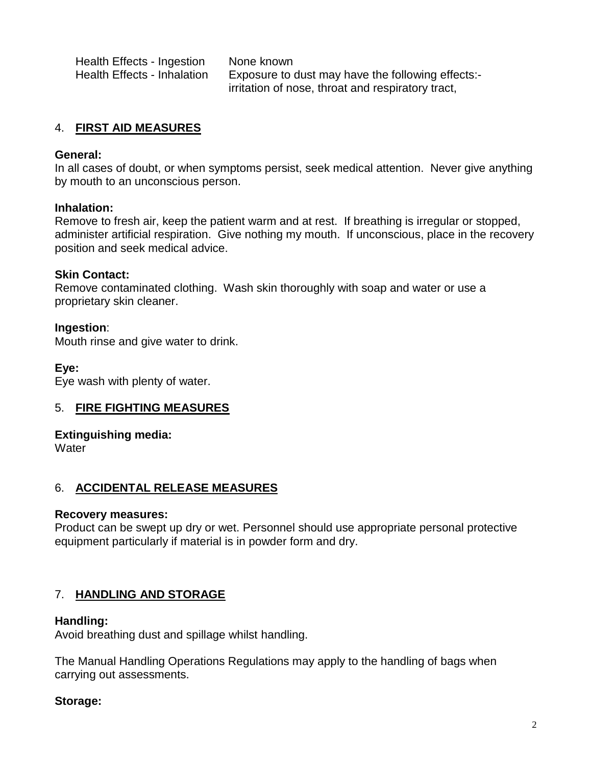| | |
|---|---|
| Health Effects - Ingestion | None known |
| Health Effects - Inhalation | Exposure to dust may have the following effects:- irritation of nose, throat and respiratory tract, |

## 4. **FIRST AID MEASURES**

**General:**
In all cases of doubt, or when symptoms persist, seek medical attention. Never give anything by mouth to an unconscious person.

**Inhalation:**
Remove to fresh air, keep the patient warm and at rest. If breathing is irregular or stopped, administer artificial respiration. Give nothing my mouth. If unconscious, place in the recovery position and seek medical advice.

**Skin Contact:**
Remove contaminated clothing. Wash skin thoroughly with soap and water or use a proprietary skin cleaner.

**Ingestion**:
Mouth rinse and give water to drink.

**Eye:**
Eye wash with plenty of water.

## 5. **FIRE FIGHTING MEASURES**

**Extinguishing media:**
Water

## 6. **ACCIDENTAL RELEASE MEASURES**

**Recovery measures:**
Product can be swept up dry or wet. Personnel should use appropriate personal protective equipment particularly if material is in powder form and dry.

## 7. **HANDLING AND STORAGE**

**Handling:**
Avoid breathing dust and spillage whilst handling.

The Manual Handling Operations Regulations may apply to the handling of bags when carrying out assessments.

**Storage:**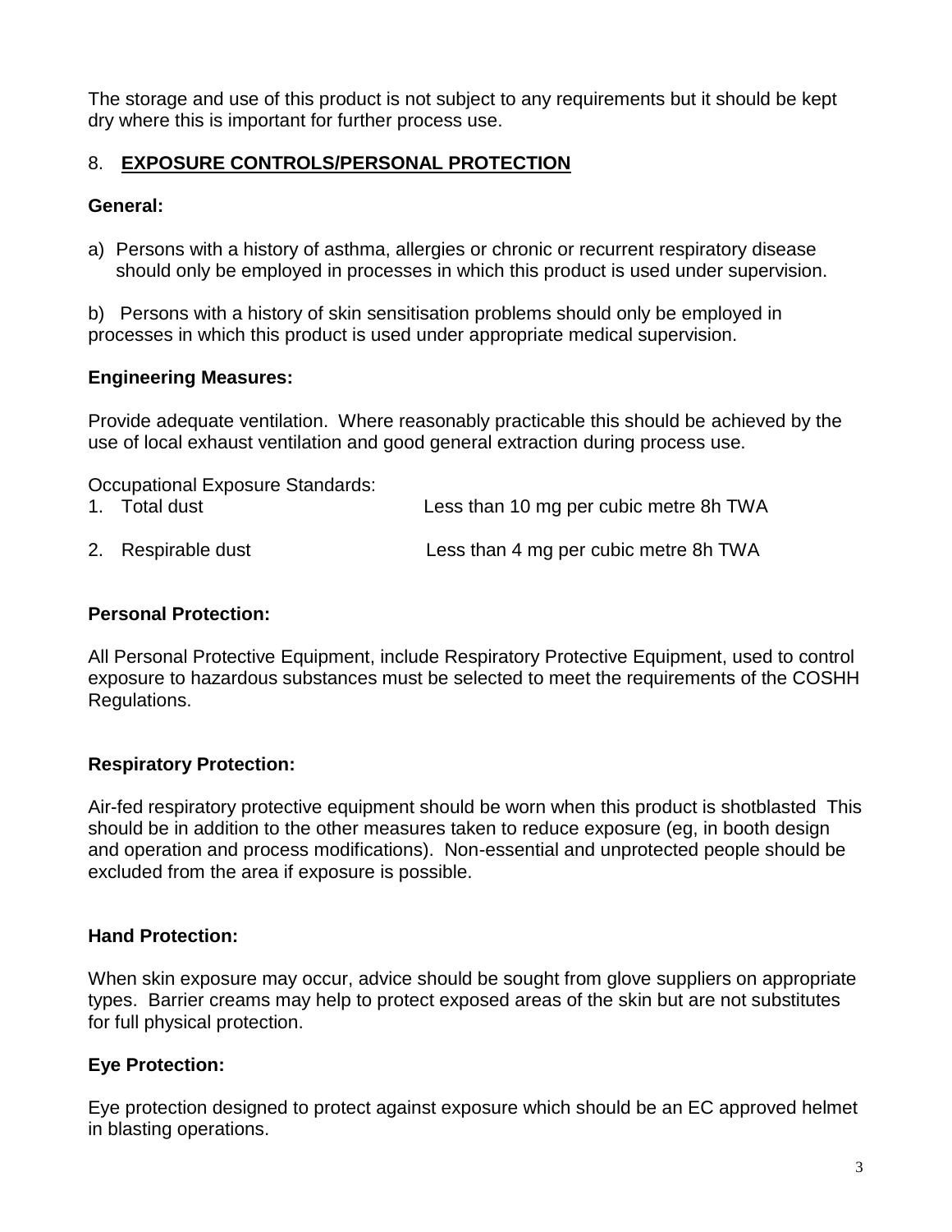The storage and use of this product is not subject to any requirements but it should be kept dry where this is important for further process use.

## 8. EXPOSURE CONTROLS/PERSONAL PROTECTION

### General:

a) Persons with a history of asthma, allergies or chronic or recurrent respiratory disease should only be employed in processes in which this product is used under supervision.

b) Persons with a history of skin sensitisation problems should only be employed in processes in which this product is used under appropriate medical supervision.

### Engineering Measures:

Provide adequate ventilation. Where reasonably practicable this should be achieved by the use of local exhaust ventilation and good general extraction during process use.

Occupational Exposure Standards:

| | |
|---|---|
| 1. Total dust | Less than 10 mg per cubic metre 8h TWA |
| 2. Respirable dust | Less than 4 mg per cubic metre 8h TWA |

### Personal Protection:

All Personal Protective Equipment, include Respiratory Protective Equipment, used to control exposure to hazardous substances must be selected to meet the requirements of the COSHH Regulations.

### Respiratory Protection:

Air-fed respiratory protective equipment should be worn when this product is shotblasted This should be in addition to the other measures taken to reduce exposure (eg, in booth design and operation and process modifications). Non-essential and unprotected people should be excluded from the area if exposure is possible.

### Hand Protection:

When skin exposure may occur, advice should be sought from glove suppliers on appropriate types. Barrier creams may help to protect exposed areas of the skin but are not substitutes for full physical protection.

### Eye Protection:

Eye protection designed to protect against exposure which should be an EC approved helmet in blasting operations.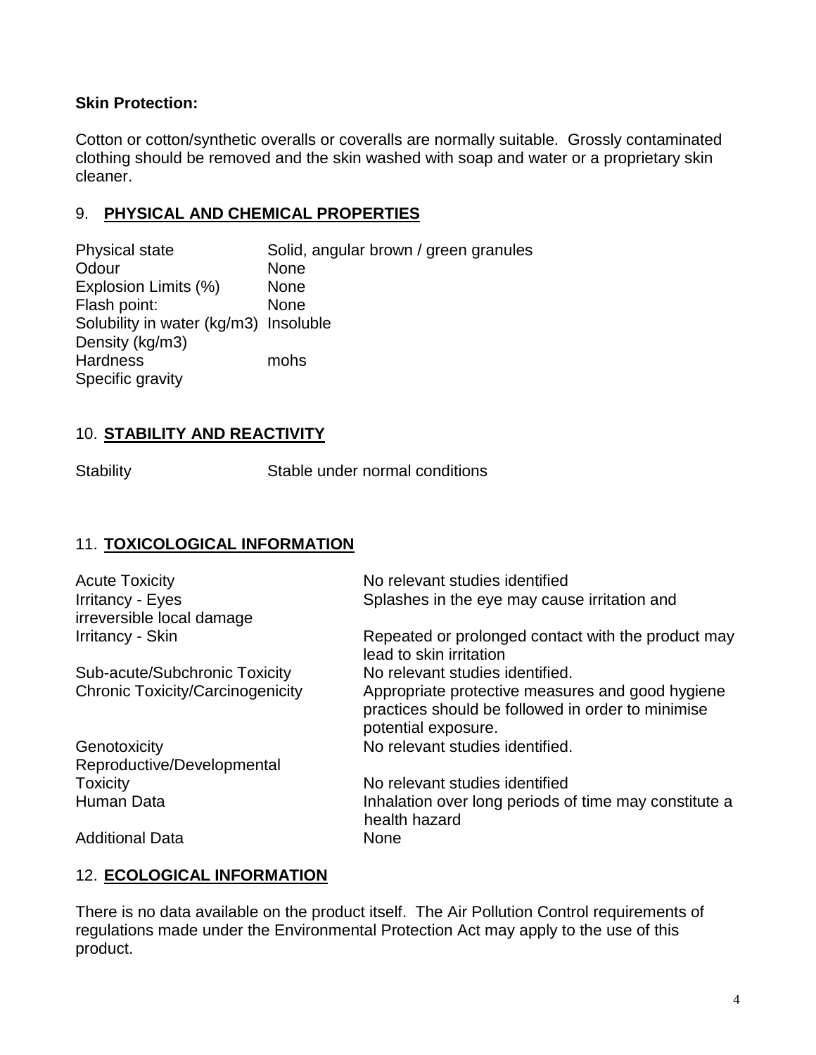**Skin Protection:**

Cotton or cotton/synthetic overalls or coveralls are normally suitable. Grossly contaminated clothing should be removed and the skin washed with soap and water or a proprietary skin cleaner.

## 9. PHYSICAL AND CHEMICAL PROPERTIES

| | |
|---|---|
| Physical state | Solid, angular brown / green granules |
| Odour | None |
| Explosion Limits (%) | None |
| Flash point: | None |
| Solubility in water (kg/m3) | Insoluble |
| Density (kg/m3) | |
| Hardness | mohs |
| Specific gravity | |

## 10. STABILITY AND REACTIVITY

| | |
|---|---|
| Stability | Stable under normal conditions |

## 11. TOXICOLOGICAL INFORMATION

| | |
|---|---|
| Acute Toxicity | No relevant studies identified |
| Irritancy - Eyes | Splashes in the eye may cause irritation and irreversible local damage |
| Irritancy - Skin | Repeated or prolonged contact with the product may lead to skin irritation |
| Sub-acute/Subchronic Toxicity | No relevant studies identified. |
| Chronic Toxicity/Carcinogenicity | Appropriate protective measures and good hygiene practices should be followed in order to minimise potential exposure. |
| Genotoxicity | No relevant studies identified. |
| Reproductive/Developmental Toxicity | No relevant studies identified |
| Human Data | Inhalation over long periods of time may constitute a health hazard |
| Additional Data | None |

## 12. ECOLOGICAL INFORMATION

There is no data available on the product itself. The Air Pollution Control requirements of regulations made under the Environmental Protection Act may apply to the use of this product.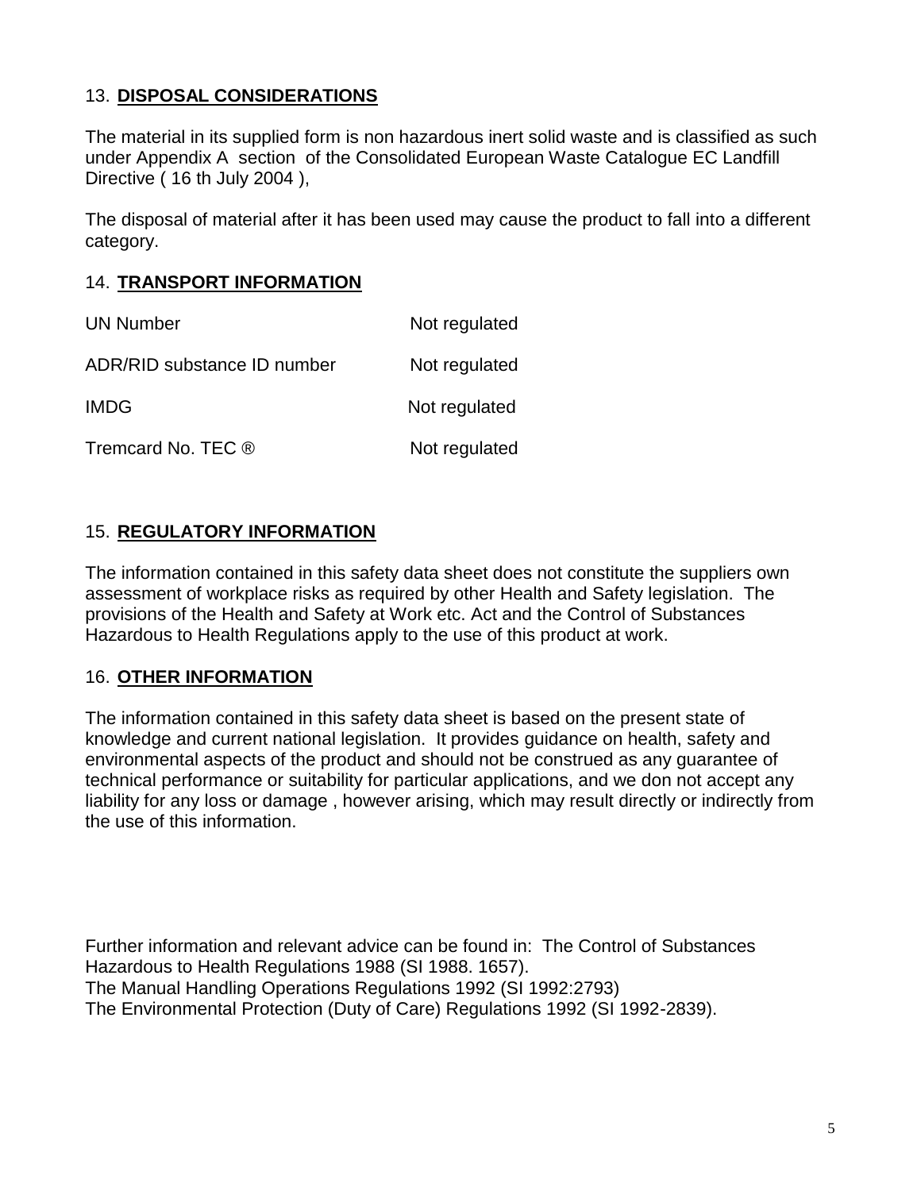## 13. **DISPOSAL CONSIDERATIONS**

The material in its supplied form is non hazardous inert solid waste and is classified as such under Appendix A section of the Consolidated European Waste Catalogue EC Landfill Directive ( 16 th July 2004 ),

The disposal of material after it has been used may cause the product to fall into a different category.

## 14. **TRANSPORT INFORMATION**

| | |
|---|---|
| UN Number | Not regulated |
| ADR/RID substance ID number | Not regulated |
| IMDG | Not regulated |
| Tremcard No. TEC ® | Not regulated |

## 15. **REGULATORY INFORMATION**

The information contained in this safety data sheet does not constitute the suppliers own assessment of workplace risks as required by other Health and Safety legislation. The provisions of the Health and Safety at Work etc. Act and the Control of Substances Hazardous to Health Regulations apply to the use of this product at work.

## 16. **OTHER INFORMATION**

The information contained in this safety data sheet is based on the present state of knowledge and current national legislation. It provides guidance on health, safety and environmental aspects of the product and should not be construed as any guarantee of technical performance or suitability for particular applications, and we don not accept any liability for any loss or damage , however arising, which may result directly or indirectly from the use of this information.

Further information and relevant advice can be found in: The Control of Substances Hazardous to Health Regulations 1988 (SI 1988. 1657).
The Manual Handling Operations Regulations 1992 (SI 1992:2793)
The Environmental Protection (Duty of Care) Regulations 1992 (SI 1992-2839).